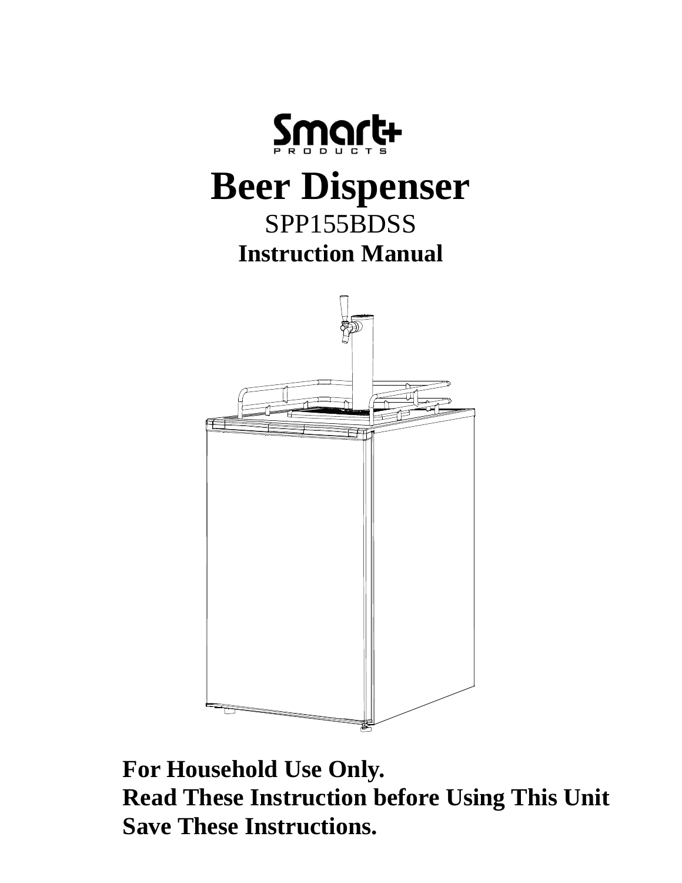Smart+ PRODUCTS

# Beer Dispenser

SPP155BDSS

**Instruction Manual**

**For Household Use Only.**
**Read These Instruction before Using This Unit**
**Save These Instructions.**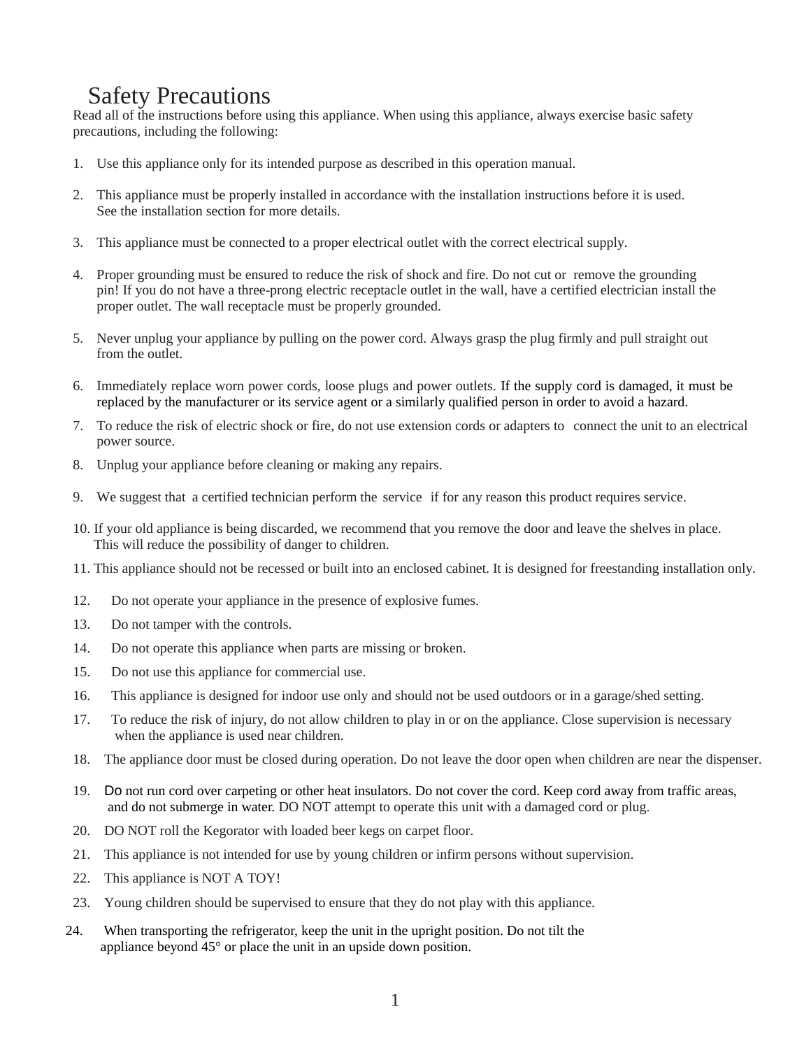# Safety Precautions

Read all of the instructions before using this appliance. When using this appliance, always exercise basic safety precautions, including the following:

1. Use this appliance only for its intended purpose as described in this operation manual.
2. This appliance must be properly installed in accordance with the installation instructions before it is used. See the installation section for more details.
3. This appliance must be connected to a proper electrical outlet with the correct electrical supply.
4. Proper grounding must be ensured to reduce the risk of shock and fire. Do not cut or remove the grounding pin! If you do not have a three-prong electric receptacle outlet in the wall, have a certified electrician install the proper outlet. The wall receptacle must be properly grounded.
5. Never unplug your appliance by pulling on the power cord. Always grasp the plug firmly and pull straight out from the outlet.
6. Immediately replace worn power cords, loose plugs and power outlets. If the supply cord is damaged, it must be replaced by the manufacturer or its service agent or a similarly qualified person in order to avoid a hazard.
7. To reduce the risk of electric shock or fire, do not use extension cords or adapters to connect the unit to an electrical power source.
8. Unplug your appliance before cleaning or making any repairs.
9. We suggest that a certified technician perform the service if for any reason this product requires service.
10. If your old appliance is being discarded, we recommend that you remove the door and leave the shelves in place. This will reduce the possibility of danger to children.
11. This appliance should not be recessed or built into an enclosed cabinet. It is designed for freestanding installation only.
12. Do not operate your appliance in the presence of explosive fumes.
13. Do not tamper with the controls.
14. Do not operate this appliance when parts are missing or broken.
15. Do not use this appliance for commercial use.
16. This appliance is designed for indoor use only and should not be used outdoors or in a garage/shed setting.
17. To reduce the risk of injury, do not allow children to play in or on the appliance. Close supervision is necessary when the appliance is used near children.
18. The appliance door must be closed during operation. Do not leave the door open when children are near the dispenser.
19. Do not run cord over carpeting or other heat insulators. Do not cover the cord. Keep cord away from traffic areas, and do not submerge in water. DO NOT attempt to operate this unit with a damaged cord or plug.
20. DO NOT roll the Kegorator with loaded beer kegs on carpet floor.
21. This appliance is not intended for use by young children or infirm persons without supervision.
22. This appliance is NOT A TOY!
23. Young children should be supervised to ensure that they do not play with this appliance.
24. When transporting the refrigerator, keep the unit in the upright position. Do not tilt the appliance beyond 45° or place the unit in an upside down position.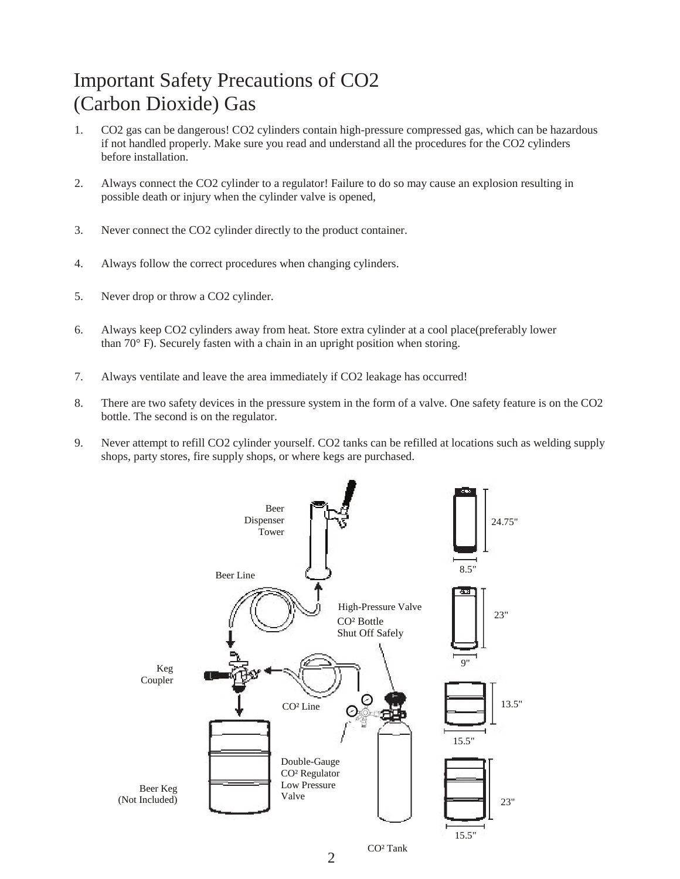# Important Safety Precautions of CO2 (Carbon Dioxide) Gas

1. CO2 gas can be dangerous! CO2 cylinders contain high-pressure compressed gas, which can be hazardous if not handled properly. Make sure you read and understand all the procedures for the CO2 cylinders before installation.

2. Always connect the CO2 cylinder to a regulator! Failure to do so may cause an explosion resulting in possible death or injury when the cylinder valve is opened,

3. Never connect the CO2 cylinder directly to the product container.

4. Always follow the correct procedures when changing cylinders.

5. Never drop or throw a CO2 cylinder.

6. Always keep CO2 cylinders away from heat. Store extra cylinder at a cool place(preferably lower than 70° F). Securely fasten with a chain in an upright position when storing.

7. Always ventilate and leave the area immediately if CO2 leakage has occurred!

8. There are two safety devices in the pressure system in the form of a valve. One safety feature is on the CO2 bottle. The second is on the regulator.

9. Never attempt to refill CO2 cylinder yourself. CO2 tanks can be refilled at locations such as welding supply shops, party stores, fire supply shops, or where kegs are purchased.

Beer Dispenser Tower

Beer Line

High-Pressure Valve

CO² Bottle Shut Off Safely

Keg Coupler

CO² Line

Double-Gauge CO² Regulator Low Pressure Valve

Beer Keg (Not Included)

CO² Tank

24.75"

8.5"

23"

9"

13.5"

15.5"

23"

15.5"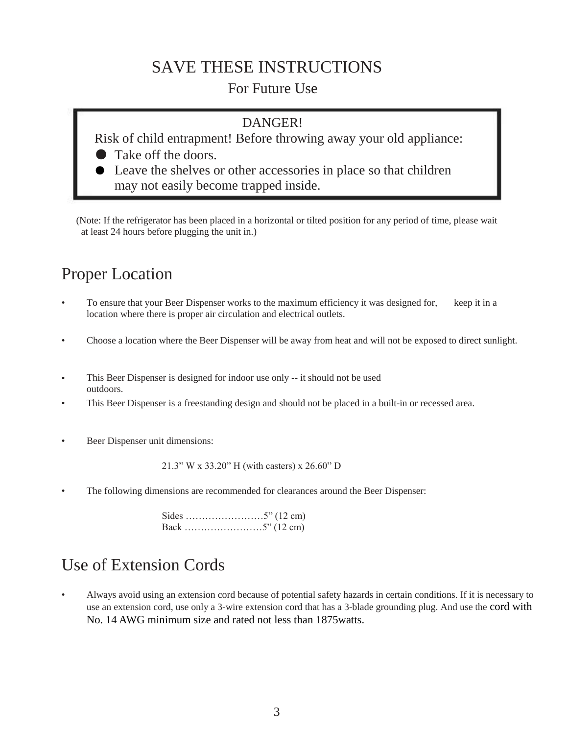# SAVE THESE INSTRUCTIONS

For Future Use

> **DANGER!**
>
> Risk of child entrapment! Before throwing away your old appliance:
>
> - Take off the doors.
> - Leave the shelves or other accessories in place so that children may not easily become trapped inside.

(Note: If the refrigerator has been placed in a horizontal or tilted position for any period of time, please wait at least 24 hours before plugging the unit in.)

## Proper Location

- To ensure that your Beer Dispenser works to the maximum efficiency it was designed for, keep it in a location where there is proper air circulation and electrical outlets.
- Choose a location where the Beer Dispenser will be away from heat and will not be exposed to direct sunlight.
- This Beer Dispenser is designed for indoor use only -- it should not be used outdoors.
- This Beer Dispenser is a freestanding design and should not be placed in a built-in or recessed area.
- Beer Dispenser unit dimensions:

  21.3” W x 33.20” H (with casters) x 26.60” D

- The following dimensions are recommended for clearances around the Beer Dispenser:

  Sides ……………………5” (12 cm)
  Back ……………………5” (12 cm)

## Use of Extension Cords

- Always avoid using an extension cord because of potential safety hazards in certain conditions. If it is necessary to use an extension cord, use only a 3-wire extension cord that has a 3-blade grounding plug. And use the cord with No. 14 AWG minimum size and rated not less than 1875watts.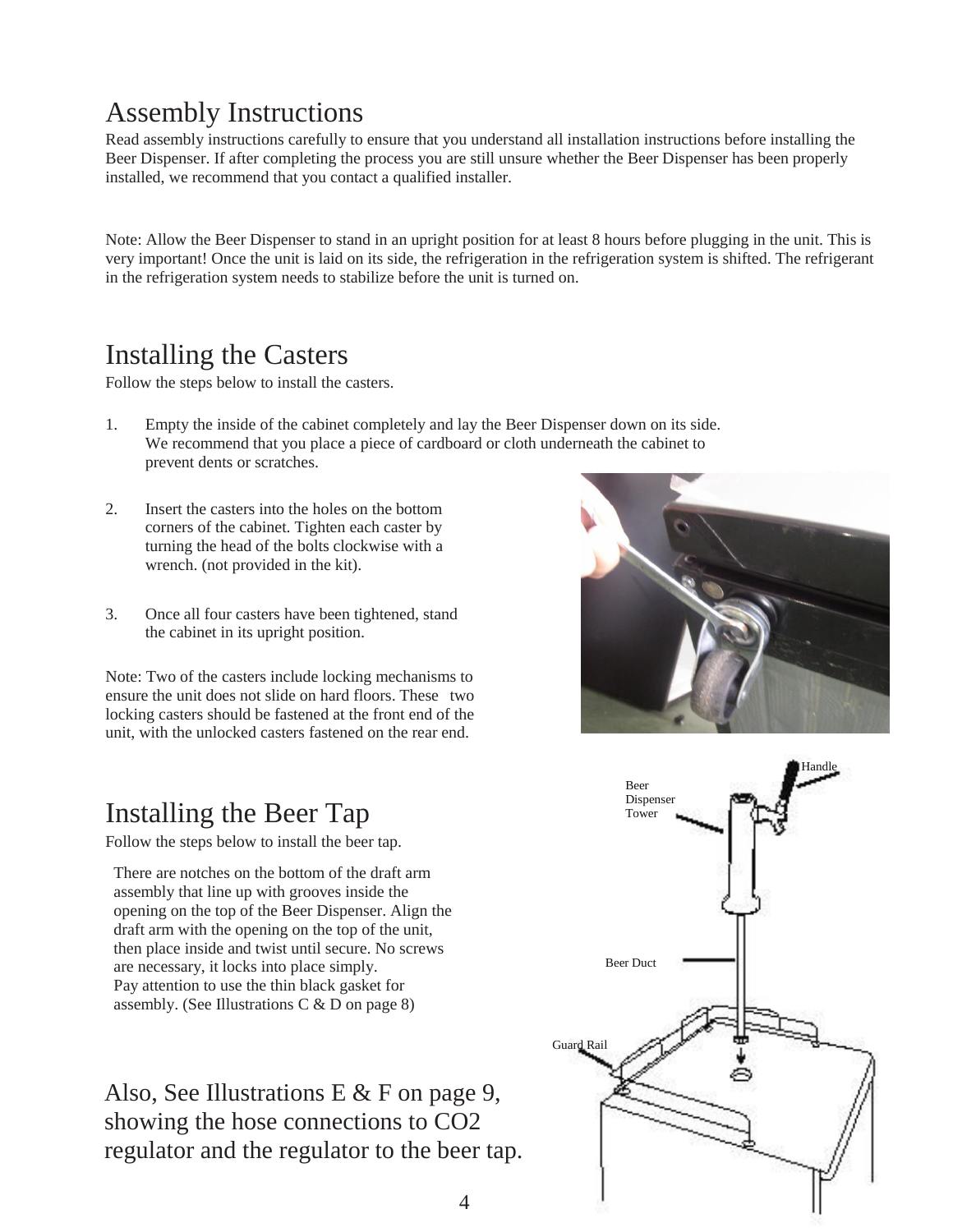# Assembly Instructions

Read assembly instructions carefully to ensure that you understand all installation instructions before installing the Beer Dispenser. If after completing the process you are still unsure whether the Beer Dispenser has been properly installed, we recommend that you contact a qualified installer.

Note: Allow the Beer Dispenser to stand in an upright position for at least 8 hours before plugging in the unit. This is very important! Once the unit is laid on its side, the refrigeration in the refrigeration system is shifted. The refrigerant in the refrigeration system needs to stabilize before the unit is turned on.

# Installing the Casters

Follow the steps below to install the casters.

1. Empty the inside of the cabinet completely and lay the Beer Dispenser down on its side. We recommend that you place a piece of cardboard or cloth underneath the cabinet to prevent dents or scratches.

2. Insert the casters into the holes on the bottom corners of the cabinet. Tighten each caster by turning the head of the bolts clockwise with a wrench. (not provided in the kit).

3. Once all four casters have been tightened, stand the cabinet in its upright position.

Note: Two of the casters include locking mechanisms to ensure the unit does not slide on hard floors. These two locking casters should be fastened at the front end of the unit, with the unlocked casters fastened on the rear end.

# Installing the Beer Tap

Follow the steps below to install the beer tap.

There are notches on the bottom of the draft arm assembly that line up with grooves inside the opening on the top of the Beer Dispenser. Align the draft arm with the opening on the top of the unit, then place inside and twist until secure. No screws are necessary, it locks into place simply.
Pay attention to use the thin black gasket for assembly. (See Illustrations C & D on page 8)

Handle

Beer Dispenser Tower

Beer Duct

Guard Rail

## Also, See Illustrations E & F on page 9, showing the hose connections to CO2 regulator and the regulator to the beer tap.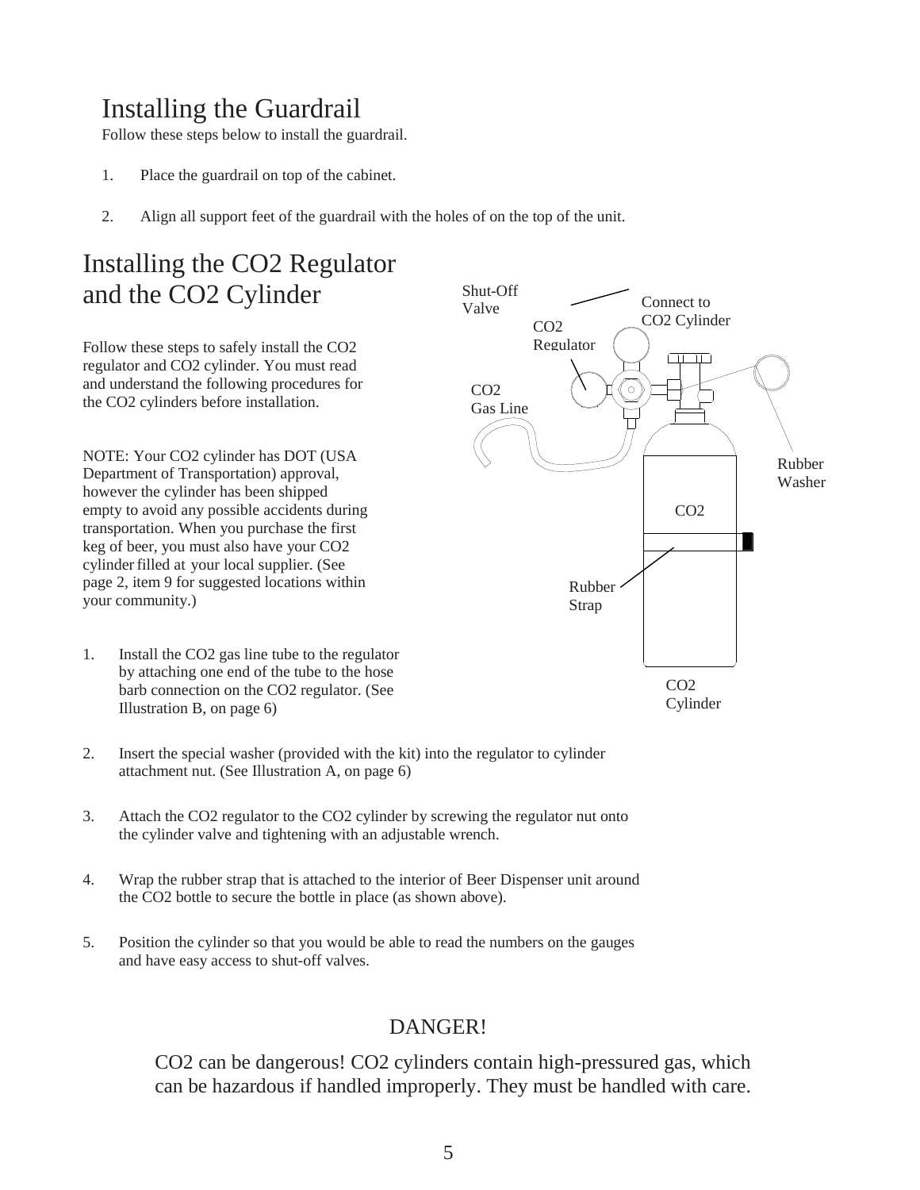# Installing the Guardrail

Follow these steps below to install the guardrail.

1. Place the guardrail on top of the cabinet.

2. Align all support feet of the guardrail with the holes of on the top of the unit.

# Installing the CO2 Regulator and the CO2 Cylinder

Follow these steps to safely install the CO2 regulator and CO2 cylinder. You must read and understand the following procedures for the CO2 cylinders before installation.

NOTE: Your CO2 cylinder has DOT (USA Department of Transportation) approval, however the cylinder has been shipped empty to avoid any possible accidents during transportation. When you purchase the first keg of beer, you must also have your CO2 cylinder filled at your local supplier. (See page 2, item 9 for suggested locations within your community.)

Shut-Off Valve

Connect to CO2 Cylinder

CO2 Regulator

CO2 Gas Line

Rubber Washer

CO2

Rubber Strap

CO2 Cylinder

1. Install the CO2 gas line tube to the regulator by attaching one end of the tube to the hose barb connection on the CO2 regulator. (See Illustration B, on page 6)

2. Insert the special washer (provided with the kit) into the regulator to cylinder attachment nut. (See Illustration A, on page 6)

3. Attach the CO2 regulator to the CO2 cylinder by screwing the regulator nut onto the cylinder valve and tightening with an adjustable wrench.

4. Wrap the rubber strap that is attached to the interior of Beer Dispenser unit around the CO2 bottle to secure the bottle in place (as shown above).

5. Position the cylinder so that you would be able to read the numbers on the gauges and have easy access to shut-off valves.

## DANGER!

CO2 can be dangerous! CO2 cylinders contain high-pressured gas, which can be hazardous if handled improperly. They must be handled with care.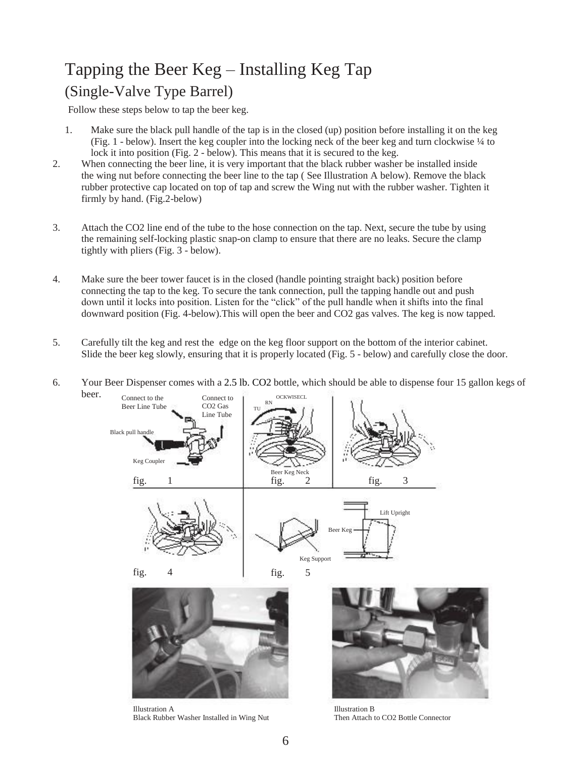# Tapping the Beer Keg – Installing Keg Tap

## (Single-Valve Type Barrel)

Follow these steps below to tap the beer keg.

1. Make sure the black pull handle of the tap is in the closed (up) position before installing it on the keg (Fig. 1 - below). Insert the keg coupler into the locking neck of the beer keg and turn clockwise ¼ to lock it into position (Fig. 2 - below). This means that it is secured to the keg.
2. When connecting the beer line, it is very important that the black rubber washer be installed inside the wing nut before connecting the beer line to the tap ( See Illustration A below). Remove the black rubber protective cap located on top of tap and screw the Wing nut with the rubber washer. Tighten it firmly by hand. (Fig.2-below)
3. Attach the $CO_2$ line end of the tube to the hose connection on the tap. Next, secure the tube by using the remaining self-locking plastic snap-on clamp to ensure that there are no leaks. Secure the clamp tightly with pliers (Fig. 3 - below).
4. Make sure the beer tower faucet is in the closed (handle pointing straight back) position before connecting the tap to the keg. To secure the tank connection, pull the tapping handle out and push down until it locks into position. Listen for the "click" of the pull handle when it shifts into the final downward position (Fig. 4-below).This will open the beer and $CO_2$ gas valves. The keg is now tapped.
5. Carefully tilt the keg and rest the edge on the keg floor support on the bottom of the interior cabinet. Slide the beer keg slowly, ensuring that it is properly located (Fig. 5 - below) and carefully close the door.
6. Your Beer Dispenser comes with a 2.5 lb. $CO_2$ bottle, which should be able to dispense four 15 gallon kegs of beer.

Connect to the Beer Line Tube

Connect to $CO_2$ Gas Line Tube

Black pull handle

Keg Coupler

fig. 1

TURN CLOCKWISE

Beer Keg Neck

fig. 2

fig. 3

fig. 4

Lift Upright

Beer Keg

Keg Support

fig. 5

Illustration A
Black Rubber Washer Installed in Wing Nut

Illustration B
Then Attach to $CO_2$ Bottle Connector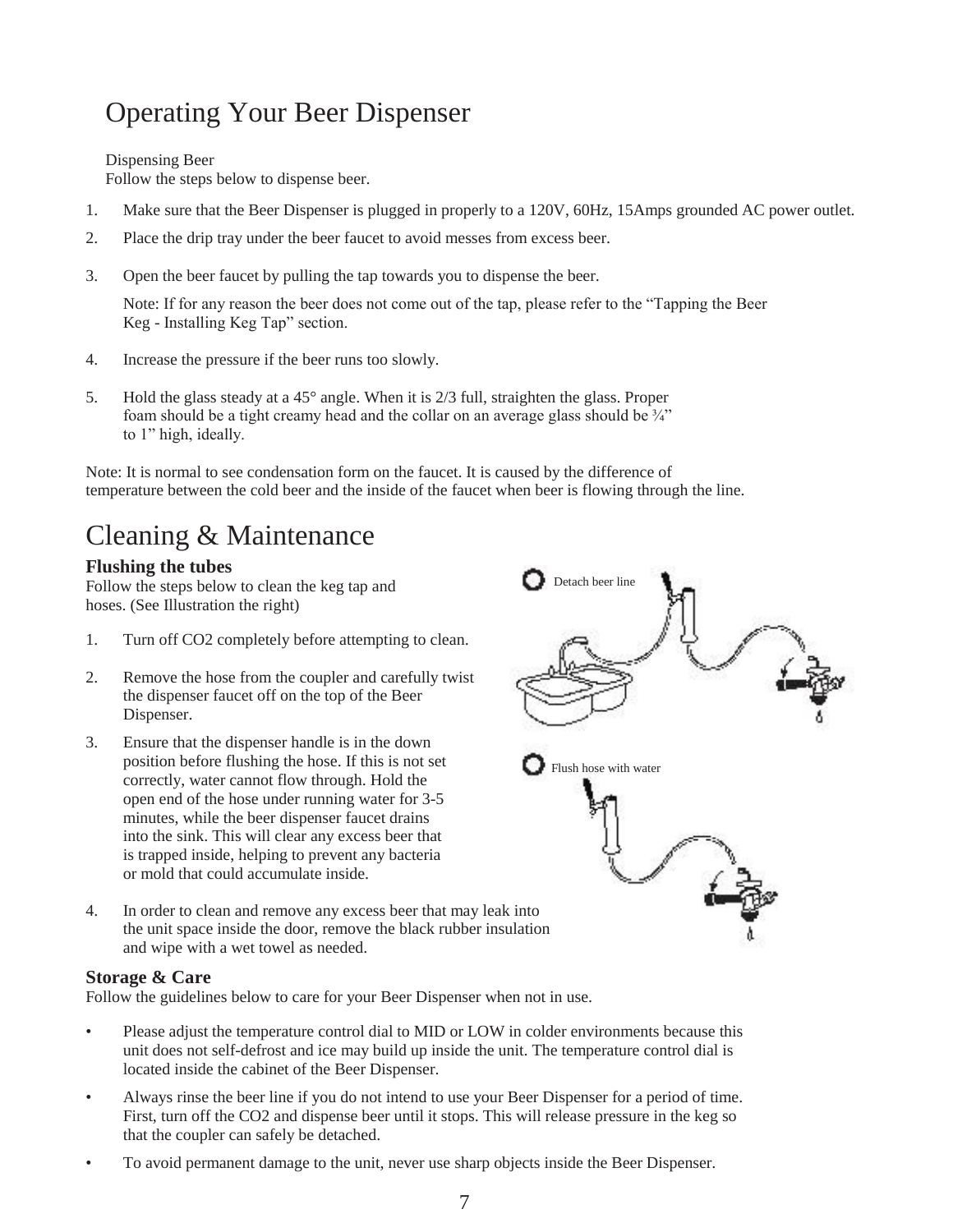# Operating Your Beer Dispenser

Dispensing Beer
Follow the steps below to dispense beer.

1. Make sure that the Beer Dispenser is plugged in properly to a 120V, 60Hz, 15Amps grounded AC power outlet.
2. Place the drip tray under the beer faucet to avoid messes from excess beer.
3. Open the beer faucet by pulling the tap towards you to dispense the beer.

   Note: If for any reason the beer does not come out of the tap, please refer to the "Tapping the Beer Keg - Installing Keg Tap" section.

4. Increase the pressure if the beer runs too slowly.
5. Hold the glass steady at a 45° angle. When it is 2/3 full, straighten the glass. Proper foam should be a tight creamy head and the collar on an average glass should be ¾" to 1" high, ideally.

Note: It is normal to see condensation form on the faucet. It is caused by the difference of temperature between the cold beer and the inside of the faucet when beer is flowing through the line.

# Cleaning & Maintenance

### Flushing the tubes

Follow the steps below to clean the keg tap and hoses. (See Illustration the right)

1. Turn off $CO_2$ completely before attempting to clean.
2. Remove the hose from the coupler and carefully twist the dispenser faucet off on the top of the Beer Dispenser.
3. Ensure that the dispenser handle is in the down position before flushing the hose. If this is not set correctly, water cannot flow through. Hold the open end of the hose under running water for 3-5 minutes, while the beer dispenser faucet drains into the sink. This will clear any excess beer that is trapped inside, helping to prevent any bacteria or mold that could accumulate inside.
4. In order to clean and remove any excess beer that may leak into the unit space inside the door, remove the black rubber insulation and wipe with a wet towel as needed.

Detach beer line

Flush hose with water

### Storage & Care

Follow the guidelines below to care for your Beer Dispenser when not in use.

- Please adjust the temperature control dial to MID or LOW in colder environments because this unit does not self-defrost and ice may build up inside the unit. The temperature control dial is located inside the cabinet of the Beer Dispenser.
- Always rinse the beer line if you do not intend to use your Beer Dispenser for a period of time. First, turn off the $CO_2$ and dispense beer until it stops. This will release pressure in the keg so that the coupler can safely be detached.
- To avoid permanent damage to the unit, never use sharp objects inside the Beer Dispenser.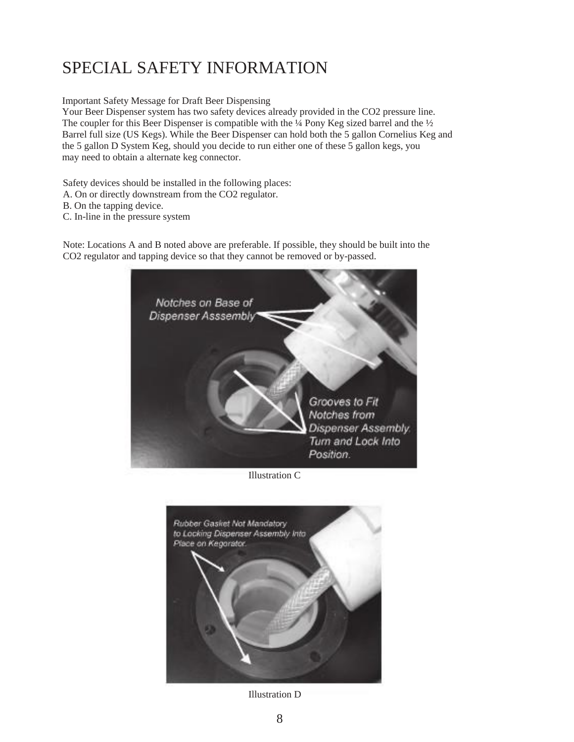# SPECIAL SAFETY INFORMATION

Important Safety Message for Draft Beer Dispensing
Your Beer Dispenser system has two safety devices already provided in the $CO_2$ pressure line. The coupler for this Beer Dispenser is compatible with the ¼ Pony Keg sized barrel and the ½ Barrel full size (US Kegs). While the Beer Dispenser can hold both the 5 gallon Cornelius Keg and the 5 gallon D System Keg, should you decide to run either one of these 5 gallon kegs, you may need to obtain a alternate keg connector.

Safety devices should be installed in the following places:
A. On or directly downstream from the $CO_2$ regulator.
B. On the tapping device.
C. In-line in the pressure system

Note: Locations A and B noted above are preferable. If possible, they should be built into the $CO_2$ regulator and tapping device so that they cannot be removed or by-passed.

Notches on Base of Dispenser Asssembly

Grooves to Fit Notches from Dispenser Assembly. Turn and Lock Into Position.

Illustration C

Rubber Gasket Not Mandatory to Locking Dispenser Assembly Into Place on Kegorator.

Illustration D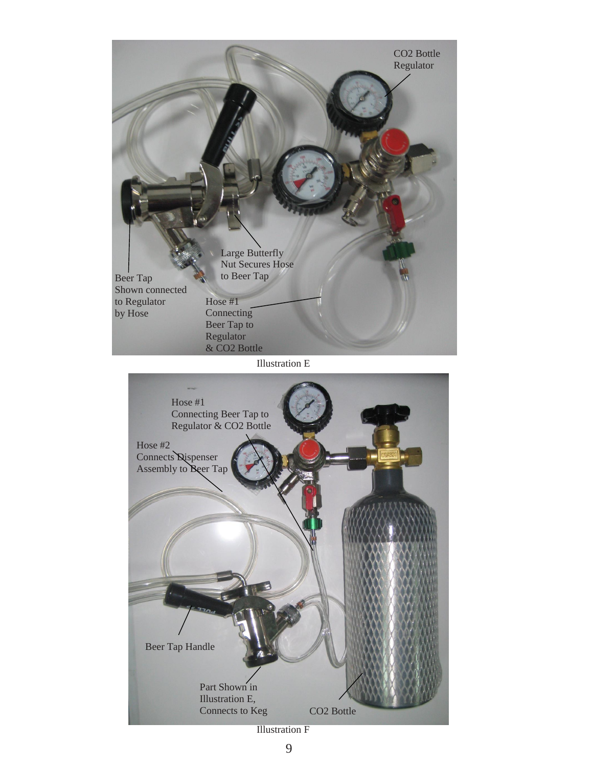CO2 Bottle Regulator

Large Butterfly Nut Secures Hose to Beer Tap

Beer Tap Shown connected to Regulator by Hose

Hose #1 Connecting Beer Tap to Regulator & CO2 Bottle

Illustration E

Hose #1 Connecting Beer Tap to Regulator & CO2 Bottle

Hose #2 Connects Dispenser Assembly to Beer Tap

Beer Tap Handle

Part Shown in Illustration E, Connects to Keg

CO2 Bottle

Illustration F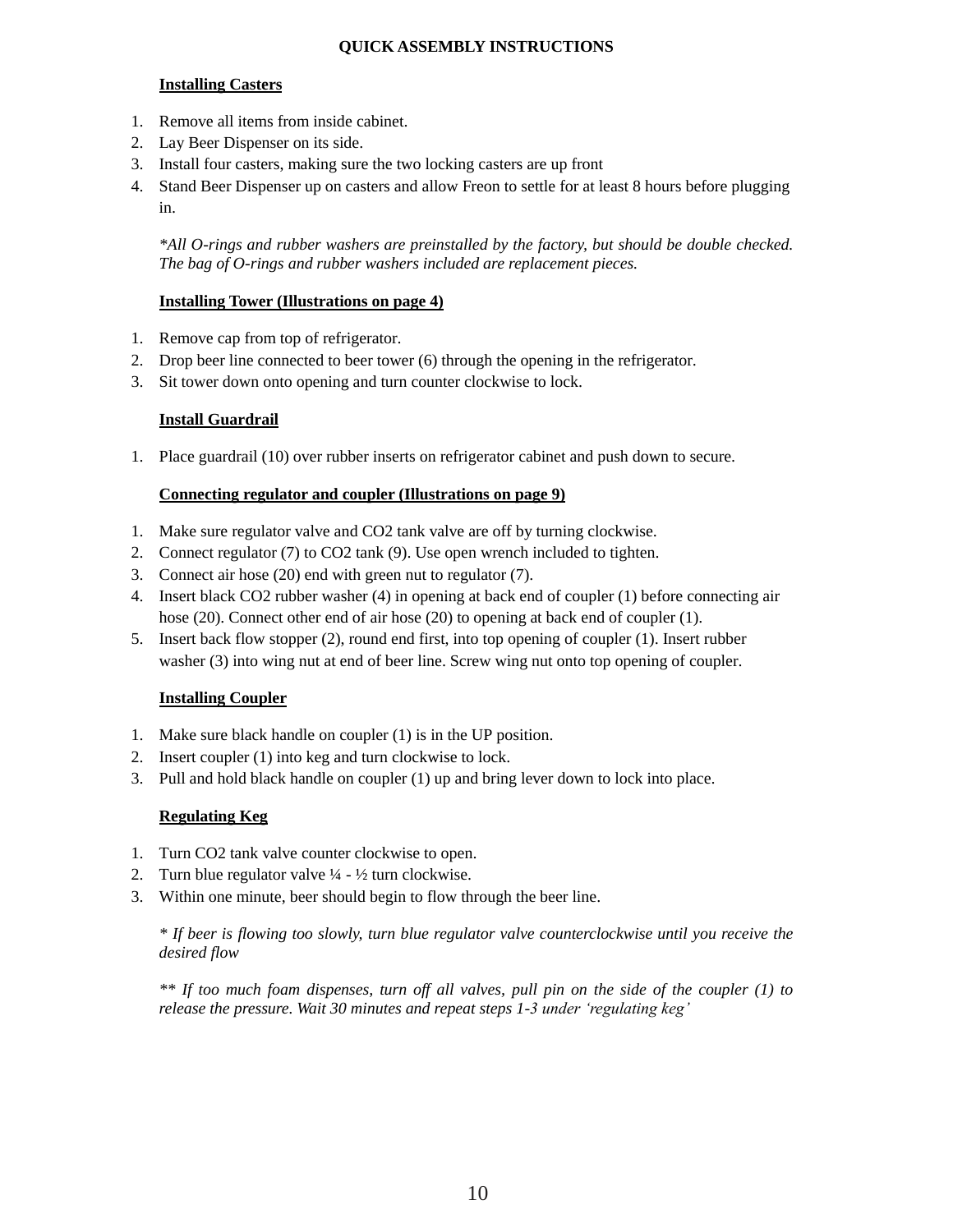# QUICK ASSEMBLY INSTRUCTIONS

## Installing Casters

1. Remove all items from inside cabinet.
2. Lay Beer Dispenser on its side.
3. Install four casters, making sure the two locking casters are up front
4. Stand Beer Dispenser up on casters and allow Freon to settle for at least 8 hours before plugging in.

*\*All O-rings and rubber washers are preinstalled by the factory, but should be double checked. The bag of O-rings and rubber washers included are replacement pieces.*

## Installing Tower (Illustrations on page 4)

1. Remove cap from top of refrigerator.
2. Drop beer line connected to beer tower (6) through the opening in the refrigerator.
3. Sit tower down onto opening and turn counter clockwise to lock.

## Install Guardrail

1. Place guardrail (10) over rubber inserts on refrigerator cabinet and push down to secure.

## Connecting regulator and coupler (Illustrations on page 9)

1. Make sure regulator valve and $CO_2$ tank valve are off by turning clockwise.
2. Connect regulator (7) to $CO_2$ tank (9). Use open wrench included to tighten.
3. Connect air hose (20) end with green nut to regulator (7).
4. Insert black $CO_2$ rubber washer (4) in opening at back end of coupler (1) before connecting air hose (20). Connect other end of air hose (20) to opening at back end of coupler (1).
5. Insert back flow stopper (2), round end first, into top opening of coupler (1). Insert rubber washer (3) into wing nut at end of beer line. Screw wing nut onto top opening of coupler.

## Installing Coupler

1. Make sure black handle on coupler (1) is in the UP position.
2. Insert coupler (1) into keg and turn clockwise to lock.
3. Pull and hold black handle on coupler (1) up and bring lever down to lock into place.

## Regulating Keg

1. Turn $CO_2$ tank valve counter clockwise to open.
2. Turn blue regulator valve ¼ - ½ turn clockwise.
3. Within one minute, beer should begin to flow through the beer line.

*\* If beer is flowing too slowly, turn blue regulator valve counterclockwise until you receive the desired flow*

*\*\* If too much foam dispenses, turn off all valves, pull pin on the side of the coupler (1) to release the pressure. Wait 30 minutes and repeat steps 1-3 under 'regulating keg'*